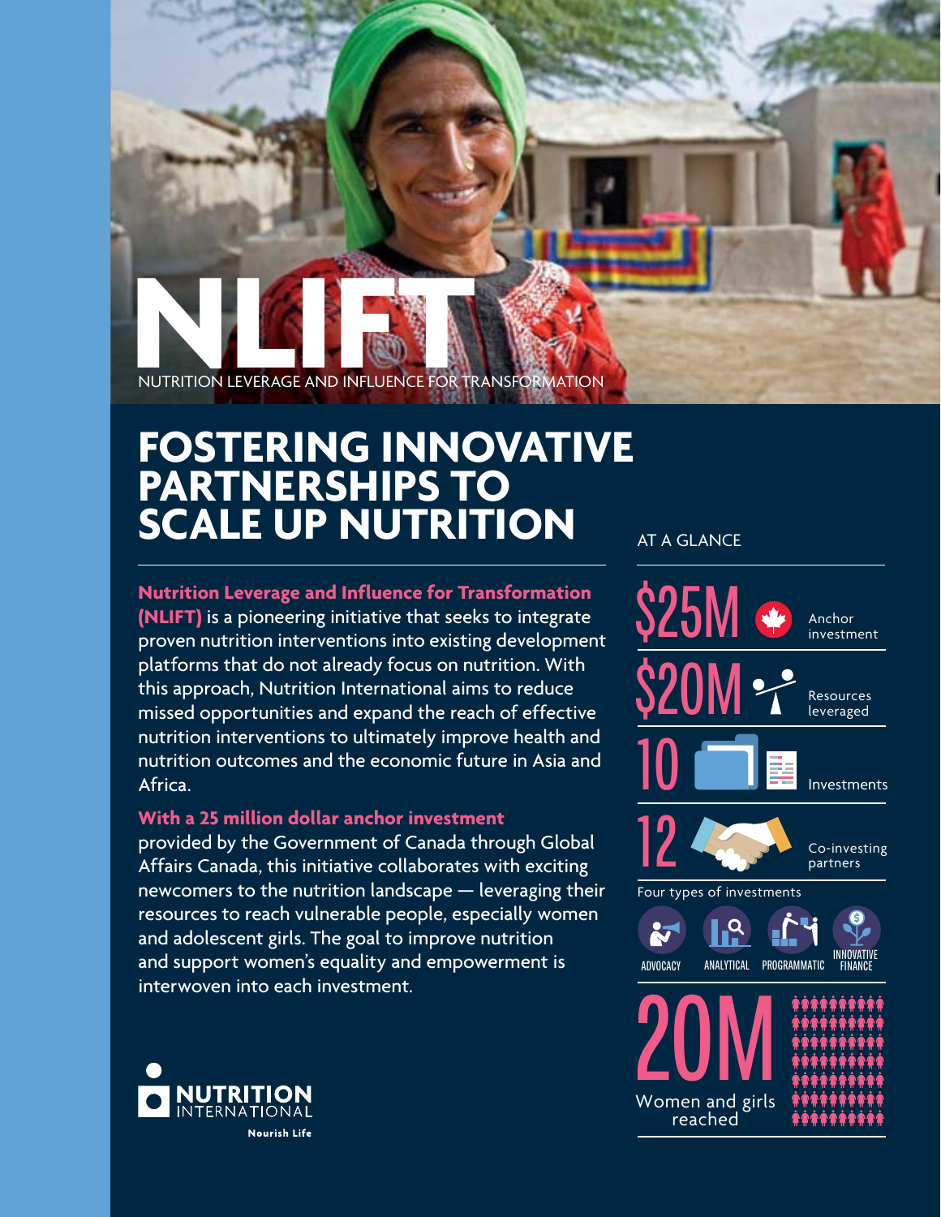# NLIFT

NUTRITION LEVERAGE AND INFLUENCE FOR TRANSFORMATION

## FOSTERING INNOVATIVE PARTNERSHIPS TO SCALE UP NUTRITION

**Nutrition Leverage and Influence for Transformation (NLIFT)** is a pioneering initiative that seeks to integrate proven nutrition interventions into existing development platforms that do not already focus on nutrition. With this approach, Nutrition International aims to reduce missed opportunities and expand the reach of effective nutrition interventions to ultimately improve health and nutrition outcomes and the economic future in Asia and Africa.

**With a 25 million dollar anchor investment** provided by the Government of Canada through Global Affairs Canada, this initiative collaborates with exciting newcomers to the nutrition landscape — leveraging their resources to reach vulnerable people, especially women and adolescent girls. The goal to improve nutrition and support women's equality and empowerment is interwoven into each investment.

### AT A GLANCE

- **$25M** Anchor investment
- **$20M** Resources leveraged
- **10** Investments
- **12** Co-investing partners

Four types of investments: ADVOCACY, ANALYTICAL, PROGRAMMATIC, INNOVATIVE FINANCE

**20M** Women and girls reached

NUTRITION INTERNATIONAL
Nourish Life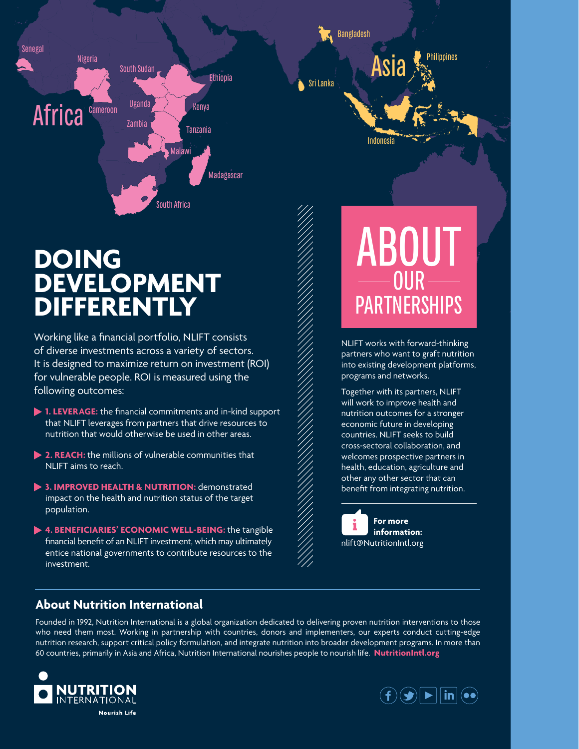Senegal
Nigeria
South Sudan
Ethiopia
Africa
Cameroon
Uganda
Kenya
Zambia
Tanzania
Malawi
Madagascar
South Africa

Bangladesh
Asia
Philippines
Sri Lanka
Indonesia

# DOING DEVELOPMENT DIFFERENTLY

Working like a financial portfolio, NLIFT consists of diverse investments across a variety of sectors. It is designed to maximize return on investment (ROI) for vulnerable people. ROI is measured using the following outcomes:

- **1. LEVERAGE:** the financial commitments and in-kind support that NLIFT leverages from partners that drive resources to nutrition that would otherwise be used in other areas.
- **2. REACH:** the millions of vulnerable communities that NLIFT aims to reach.
- **3. IMPROVED HEALTH & NUTRITION:** demonstrated impact on the health and nutrition status of the target population.
- **4. BENEFICIARIES' ECONOMIC WELL-BEING:** the tangible financial benefit of an NLIFT investment, which may ultimately entice national governments to contribute resources to the investment.

# ABOUT OUR PARTNERSHIPS

NLIFT works with forward-thinking partners who want to graft nutrition into existing development platforms, programs and networks.

Together with its partners, NLIFT will work to improve health and nutrition outcomes for a stronger economic future in developing countries. NLIFT seeks to build cross-sectoral collaboration, and welcomes prospective partners in health, education, agriculture and other any other sector that can benefit from integrating nutrition.

**For more information:**
nlift@NutritionIntl.org

## About Nutrition International

Founded in 1992, Nutrition International is a global organization dedicated to delivering proven nutrition interventions to those who need them most. Working in partnership with countries, donors and implementers, our experts conduct cutting-edge nutrition research, support critical policy formulation, and integrate nutrition into broader development programs. In more than 60 countries, primarily in Asia and Africa, Nutrition International nourishes people to nourish life. **NutritionIntl.org**

NUTRITION INTERNATIONAL
Nourish Life